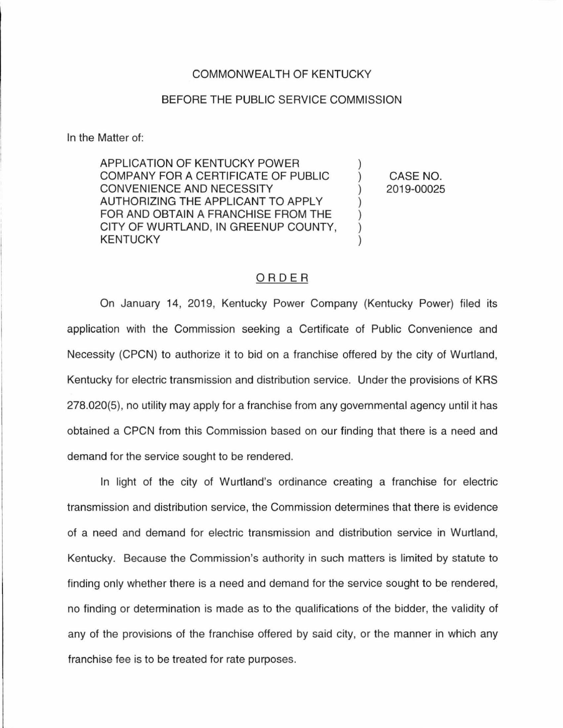COMMONWEALTH OF KENTUCKY

BEFORE THE PUBLIC SERVICE COMMISSION

In the Matter of:

| | | |
|---|---|---|
| APPLICATION OF KENTUCKY POWER COMPANY FOR A CERTIFICATE OF PUBLIC CONVENIENCE AND NECESSITY AUTHORIZING THE APPLICANT TO APPLY FOR AND OBTAIN A FRANCHISE FROM THE CITY OF WURTLAND, IN GREENUP COUNTY, KENTUCKY | ) | CASE NO. 2019-00025 |

## ORDER

On January 14, 2019, Kentucky Power Company (Kentucky Power) filed its application with the Commission seeking a Certificate of Public Convenience and Necessity (CPCN) to authorize it to bid on a franchise offered by the city of Wurtland, Kentucky for electric transmission and distribution service. Under the provisions of KRS 278.020(5), no utility may apply for a franchise from any governmental agency until it has obtained a CPCN from this Commission based on our finding that there is a need and demand for the service sought to be rendered.

In light of the city of Wurtland's ordinance creating a franchise for electric transmission and distribution service, the Commission determines that there is evidence of a need and demand for electric transmission and distribution service in Wurtland, Kentucky. Because the Commission's authority in such matters is limited by statute to finding only whether there is a need and demand for the service sought to be rendered, no finding or determination is made as to the qualifications of the bidder, the validity of any of the provisions of the franchise offered by said city, or the manner in which any franchise fee is to be treated for rate purposes.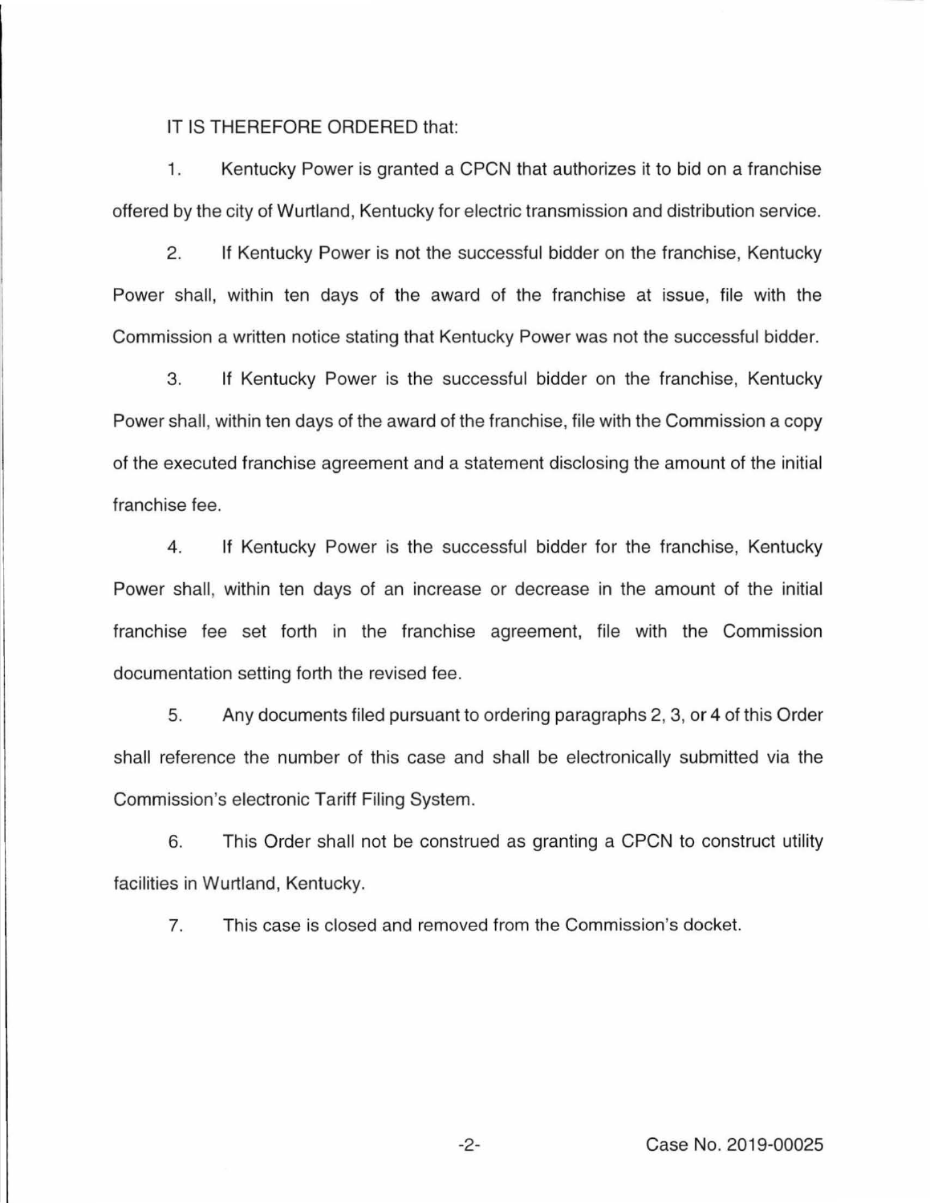IT IS THEREFORE ORDERED that:

1. Kentucky Power is granted a CPCN that authorizes it to bid on a franchise offered by the city of Wurtland, Kentucky for electric transmission and distribution service.

2. If Kentucky Power is not the successful bidder on the franchise, Kentucky Power shall, within ten days of the award of the franchise at issue, file with the Commission a written notice stating that Kentucky Power was not the successful bidder.

3. If Kentucky Power is the successful bidder on the franchise, Kentucky Power shall, within ten days of the award of the franchise, file with the Commission a copy of the executed franchise agreement and a statement disclosing the amount of the initial franchise fee.

4. If Kentucky Power is the successful bidder for the franchise, Kentucky Power shall, within ten days of an increase or decrease in the amount of the initial franchise fee set forth in the franchise agreement, file with the Commission documentation setting forth the revised fee.

5. Any documents filed pursuant to ordering paragraphs 2, 3, or 4 of this Order shall reference the number of this case and shall be electronically submitted via the Commission's electronic Tariff Filing System.

6. This Order shall not be construed as granting a CPCN to construct utility facilities in Wurtland, Kentucky.

7. This case is closed and removed from the Commission's docket.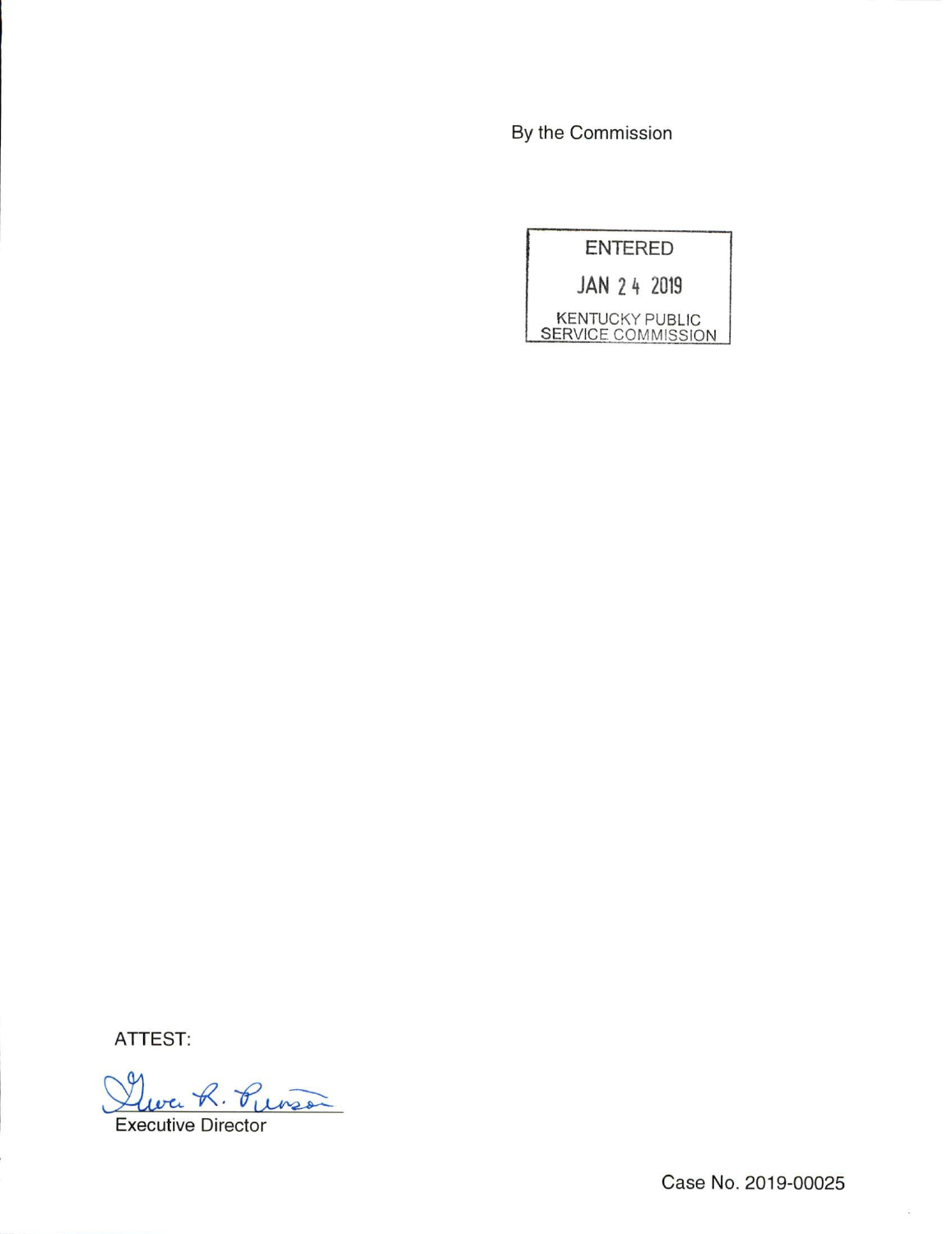By the Commission

ENTERED

JAN 24 2019

KENTUCKY PUBLIC
SERVICE COMMISSION

ATTEST:

Gwen R. Pinson

Executive Director

Case No. 2019-00025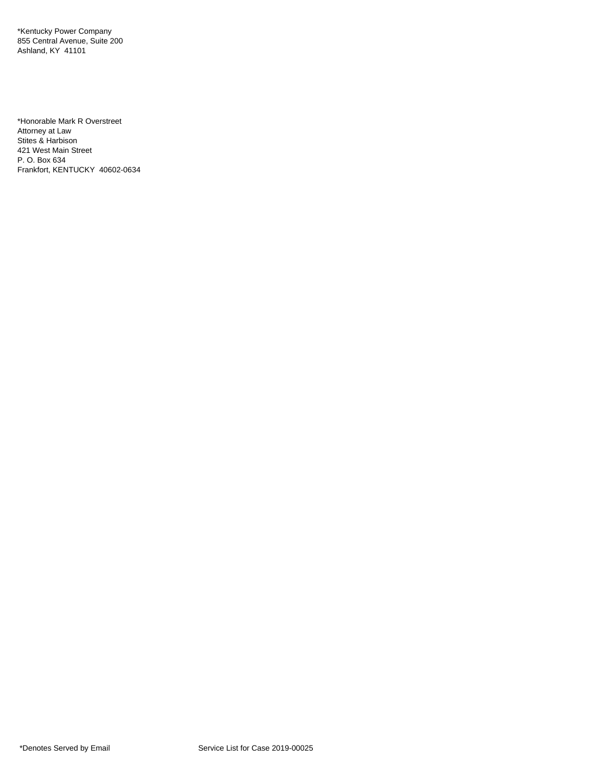*Kentucky Power Company
855 Central Avenue, Suite 200
Ashland, KY 41101

*Honorable Mark R Overstreet
Attorney at Law
Stites & Harbison
421 West Main Street
P. O. Box 634
Frankfort, KENTUCKY 40602-0634

*Denotes Served by Email

Service List for Case 2019-00025